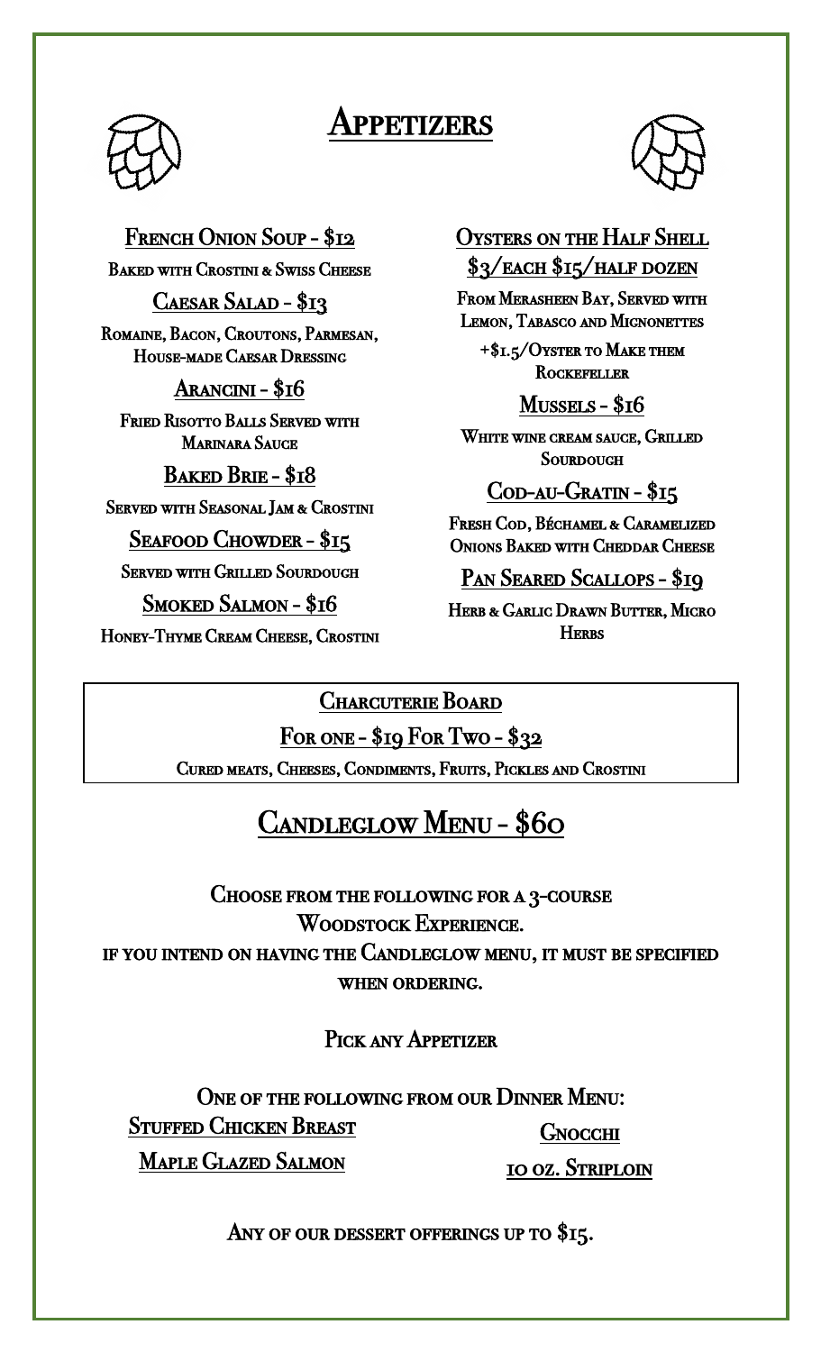# Appetizers

## French Onion Soup - $12

Baked with Crostini & Swiss Cheese

## Caesar Salad - $13

Romaine, Bacon, Croutons, Parmesan, House-made Caesar Dressing

## Arancini - $16

Fried Risotto Balls Served with Marinara Sauce

## Baked Brie - $18

Served with Seasonal Jam & Crostini

## Seafood Chowder - $15

Served with Grilled Sourdough

## Smoked Salmon - $16

Honey-Thyme Cream Cheese, Crostini

## Oysters on the Half Shell $3/each $15/half dozen

From Merasheen Bay, Served with Lemon, Tabasco and Mignonettes

+$1.5/Oyster to Make them Rockefeller

## Mussels - $16

White wine cream sauce, Grilled Sourdough

## Cod-au-Gratin - $15

Fresh Cod, Béchamel & Caramelized Onions Baked with Cheddar Cheese

## Pan Seared Scallops - $19

Herb & Garlic Drawn Butter, Micro Herbs

## Charcuterie Board

**For one - $19 For Two - $32**

Cured meats, Cheeses, Condiments, Fruits, Pickles and Crostini

# Candleglow Menu - $60

Choose from the following for a 3-course Woodstock Experience.
If you intend on having the Candleglow menu, it must be specified when ordering.

Pick any Appetizer

One of the following from our Dinner Menu:

- Stuffed Chicken Breast
- Maple Glazed Salmon
- Gnocchi
- 10 oz. Striploin

Any of our dessert offerings up to $15.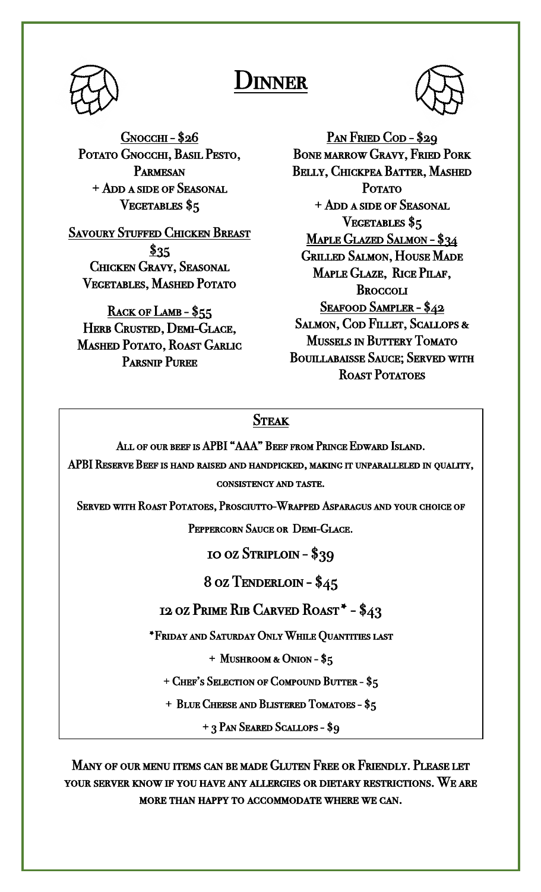# Dinner

## Gnocchi - $26

Potato Gnocchi, Basil Pesto, Parmesan

+ Add a side of Seasonal Vegetables $5

## Savoury Stuffed Chicken Breast $35

Chicken Gravy, Seasonal Vegetables, Mashed Potato

## Rack of Lamb - $55

Herb Crusted, Demi-Glace, Mashed Potato, Roast Garlic Parsnip Puree

## Pan Fried Cod - $29

Bone marrow Gravy, Fried Pork Belly, Chickpea Batter, Mashed Potato

+ Add a side of Seasonal Vegetables $5

## Maple Glazed Salmon - $34

Grilled Salmon, House Made Maple Glaze, Rice Pilaf, Broccoli

## Seafood Sampler - $42

Salmon, Cod Fillet, Scallops & Mussels in Buttery Tomato Bouillabaisse Sauce; Served with Roast Potatoes

## Steak

All of our beef is APBI "AAA" Beef from Prince Edward Island.

APBI Reserve Beef is hand raised and handpicked, making it unparalleled in quality, consistency and taste.

Served with Roast Potatoes, Prosciutto-Wrapped Asparagus and your choice of Peppercorn Sauce or Demi-Glace.

10 oz Striploin - $39

8 oz Tenderloin - $45

12 oz Prime Rib Carved Roast* - $43

*Friday and Saturday Only While Quantities last

+ Mushroom & Onion - $5

+ Chef's Selection of Compound Butter - $5

+ Blue Cheese and Blistered Tomatoes - $5

+ 3 Pan Seared Scallops - $9

Many of our menu items can be made Gluten Free or Friendly. Please let your server know if you have any allergies or dietary restrictions. We are more than happy to accommodate where we can.